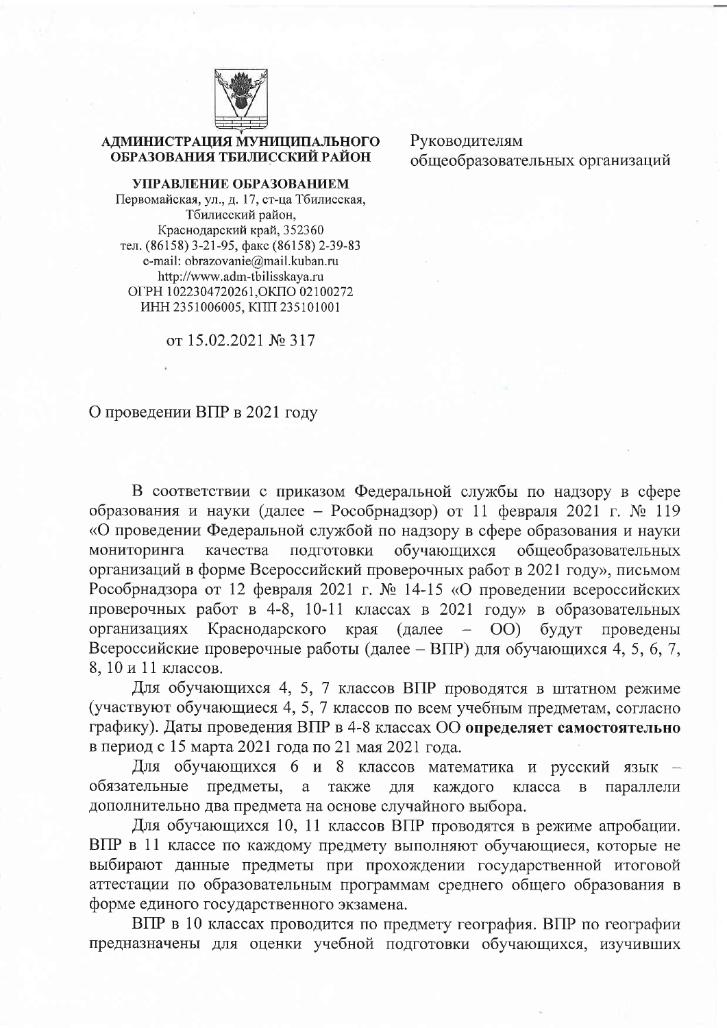**АДМИНИСТРАЦИЯ МУНИЦИПАЛЬНОГО ОБРАЗОВАНИЯ ТБИЛИССКИЙ РАЙОН**

**УПРАВЛЕНИЕ ОБРАЗОВАНИЕМ**

Первомайская, ул., д. 17, ст-ца Тбилисская,
Тбилисский район,
Краснодарский край, 352360
тел. (86158) 3-21-95, факс (86158) 2-39-83
e-mail: obrazovanie@mail.kuban.ru
http://www.adm-tbilisskaya.ru
ОГРН 1022304720261,ОКПО 02100272
ИНН 2351006005, КПП 235101001

от 15.02.2021 № 317

Руководителям общеобразовательных организаций

О проведении ВПР в 2021 году

В соответствии с приказом Федеральной службы по надзору в сфере образования и науки (далее – Рособрнадзор) от 11 февраля 2021 г. № 119 «О проведении Федеральной службой по надзору в сфере образования и науки мониторинга качества подготовки обучающихся общеобразовательных организаций в форме Всероссийский проверочных работ в 2021 году», письмом Рособрнадзора от 12 февраля 2021 г. № 14-15 «О проведении всероссийских проверочных работ в 4-8, 10-11 классах в 2021 году» в образовательных организациях Краснодарского края (далее – ОО) будут проведены Всероссийские проверочные работы (далее – ВПР) для обучающихся 4, 5, 6, 7, 8, 10 и 11 классов.

Для обучающихся 4, 5, 7 классов ВПР проводятся в штатном режиме (участвуют обучающиеся 4, 5, 7 классов по всем учебным предметам, согласно графику). Даты проведения ВПР в 4-8 классах ОО **определяет самостоятельно** в период с 15 марта 2021 года по 21 мая 2021 года.

Для обучающихся 6 и 8 классов математика и русский язык – обязательные предметы, а также для каждого класса в параллели дополнительно два предмета на основе случайного выбора.

Для обучающихся 10, 11 классов ВПР проводятся в режиме апробации. ВПР в 11 классе по каждому предмету выполняют обучающиеся, которые не выбирают данные предметы при прохождении государственной итоговой аттестации по образовательным программам среднего общего образования в форме единого государственного экзамена.

ВПР в 10 классах проводится по предмету география. ВПР по географии предназначены для оценки учебной подготовки обучающихся, изучивших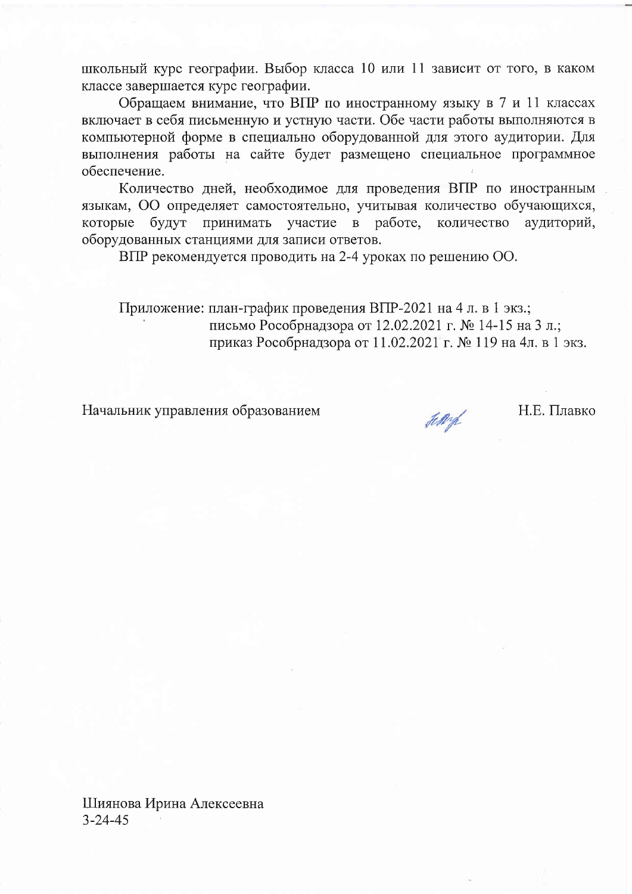школьный курс географии. Выбор класса 10 или 11 зависит от того, в каком классе завершается курс географии.

Обращаем внимание, что ВПР по иностранному языку в 7 и 11 классах включает в себя письменную и устную части. Обе части работы выполняются в компьютерной форме в специально оборудованной для этого аудитории. Для выполнения работы на сайте будет размещено специальное программное обеспечение.

Количество дней, необходимое для проведения ВПР по иностранным языкам, ОО определяет самостоятельно, учитывая количество обучающихся, которые будут принимать участие в работе, количество аудиторий, оборудованных станциями для записи ответов.

ВПР рекомендуется проводить на 2-4 уроках по решению ОО.

Приложение: план-график проведения ВПР-2021 на 4 л. в 1 экз.;
письмо Рособрнадзора от 12.02.2021 г. № 14-15 на 3 л.;
приказ Рособрнадзора от 11.02.2021 г. № 119 на 4л. в 1 экз.

Начальник управления образованием Н.Е. Плавко

Шиянова Ирина Алексеевна
3-24-45